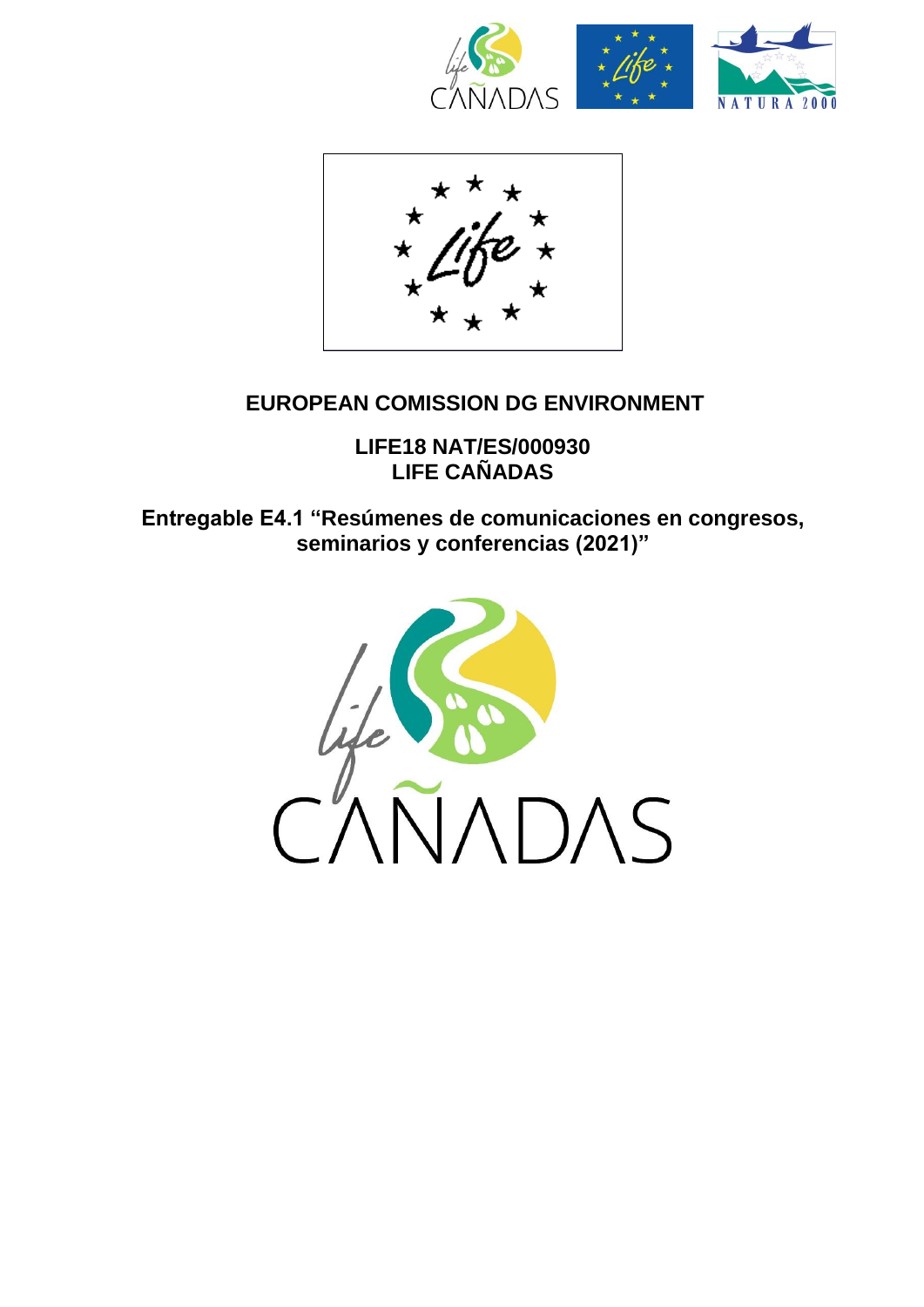**EUROPEAN COMISSION DG ENVIRONMENT**

**LIFE18 NAT/ES/000930**
**LIFE CAÑADAS**

**Entregable E4.1 "Resúmenes de comunicaciones en congresos, seminarios y conferencias (2021)"**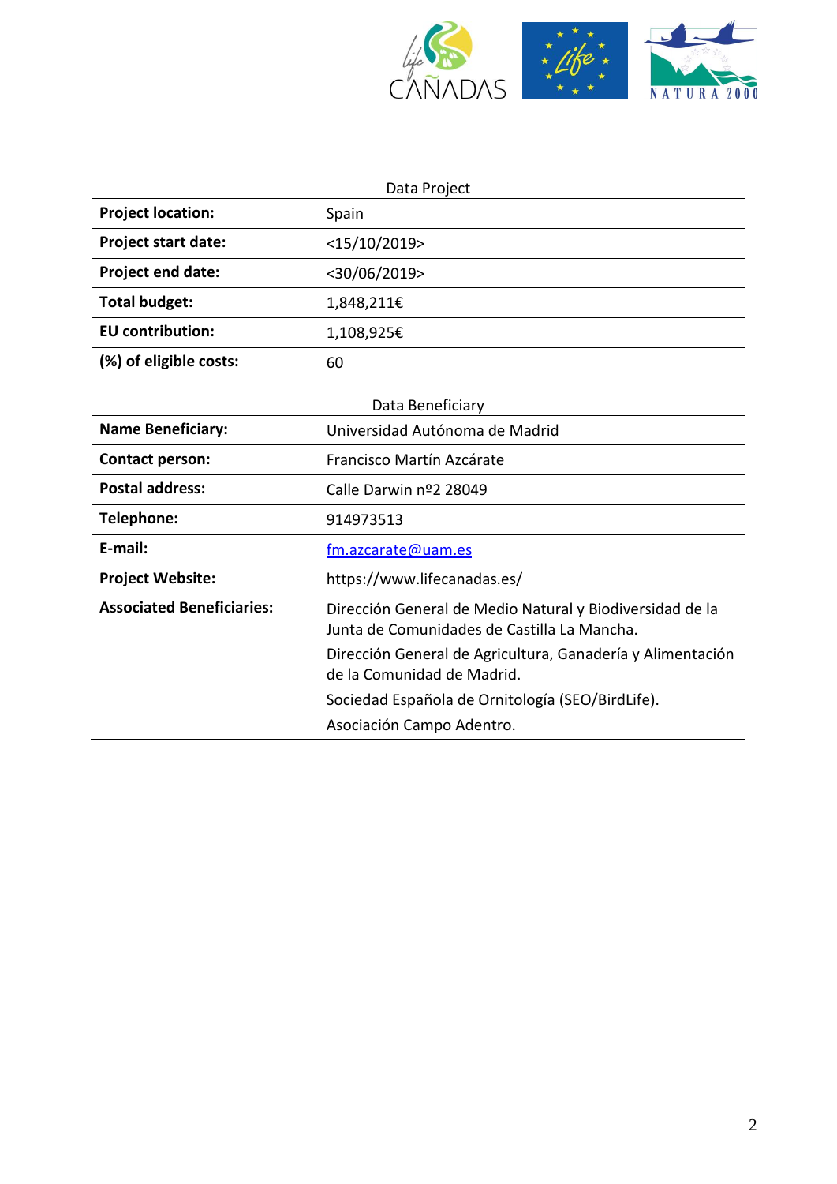| Data Project | |
|---|---|
| **Project location:** | Spain |
| **Project start date:** | <15/10/2019> |
| **Project end date:** | <30/06/2019> |
| **Total budget:** | 1,848,211€ |
| **EU contribution:** | 1,108,925€ |
| **(%) of eligible costs:** | 60 |

| Data Beneficiary | |
|---|---|
| **Name Beneficiary:** | Universidad Autónoma de Madrid |
| **Contact person:** | Francisco Martín Azcárate |
| **Postal address:** | Calle Darwin nº2 28049 |
| **Telephone:** | 914973513 |
| **E-mail:** | fm.azcarate@uam.es |
| **Project Website:** | https://www.lifecanadas.es/ |
| **Associated Beneficiaries:** | Dirección General de Medio Natural y Biodiversidad de la Junta de Comunidades de Castilla La Mancha.<br>Dirección General de Agricultura, Ganadería y Alimentación de la Comunidad de Madrid.<br>Sociedad Española de Ornitología (SEO/BirdLife).<br>Asociación Campo Adentro. |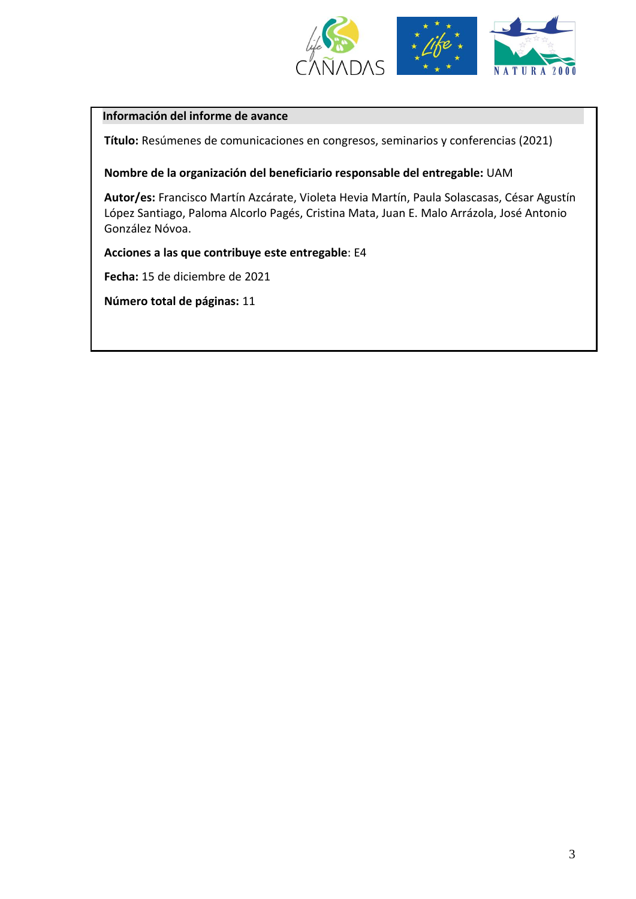**Información del informe de avance**

**Título:** Resúmenes de comunicaciones en congresos, seminarios y conferencias (2021)

**Nombre de la organización del beneficiario responsable del entregable:** UAM

**Autor/es:** Francisco Martín Azcárate, Violeta Hevia Martín, Paula Solascasas, César Agustín López Santiago, Paloma Alcorlo Pagés, Cristina Mata, Juan E. Malo Arrázola, José Antonio González Nóvoa.

**Acciones a las que contribuye este entregable**: E4

**Fecha:** 15 de diciembre de 2021

**Número total de páginas:** 11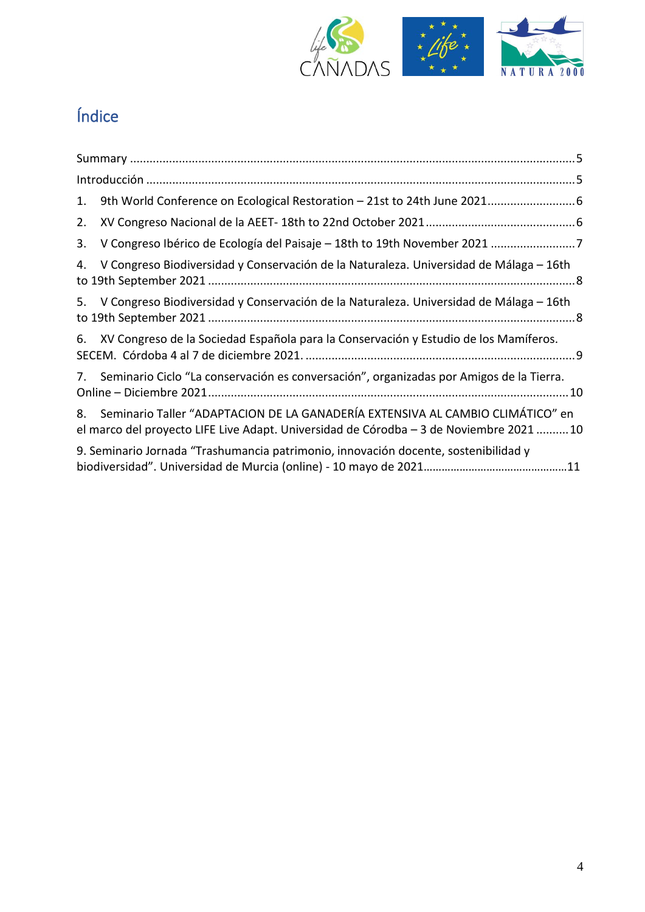# Índice

Summary .......................................................................................................................................5

Introducción ..................................................................................................................................5

1. 9th World Conference on Ecological Restoration – 21st to 24th June 2021...........................6

2. XV Congreso Nacional de la AEET- 18th to 22nd October 2021..............................................6

3. V Congreso Ibérico de Ecología del Paisaje – 18th to 19th November 2021 ..........................7

4. V Congreso Biodiversidad y Conservación de la Naturaleza. Universidad de Málaga – 16th to 19th September 2021 ...............................................................................................................8

5. V Congreso Biodiversidad y Conservación de la Naturaleza. Universidad de Málaga – 16th to 19th September 2021 ...............................................................................................................8

6. XV Congreso de la Sociedad Española para la Conservación y Estudio de los Mamíferos. SECEM. Córdoba 4 al 7 de diciembre 2021. ..................................................................................9

7. Seminario Ciclo "La conservación es conversación", organizadas por Amigos de la Tierra. Online – Diciembre 2021.............................................................................................................10

8. Seminario Taller "ADAPTACION DE LA GANADERÍA EXTENSIVA AL CAMBIO CLIMÁTICO" en el marco del proyecto LIFE Live Adapt. Universidad de Córodba – 3 de Noviembre 2021 ..........10

9. Seminario Jornada "Trashumancia patrimonio, innovación docente, sostenibilidad y biodiversidad". Universidad de Murcia (online) - 10 mayo de 2021..............................................11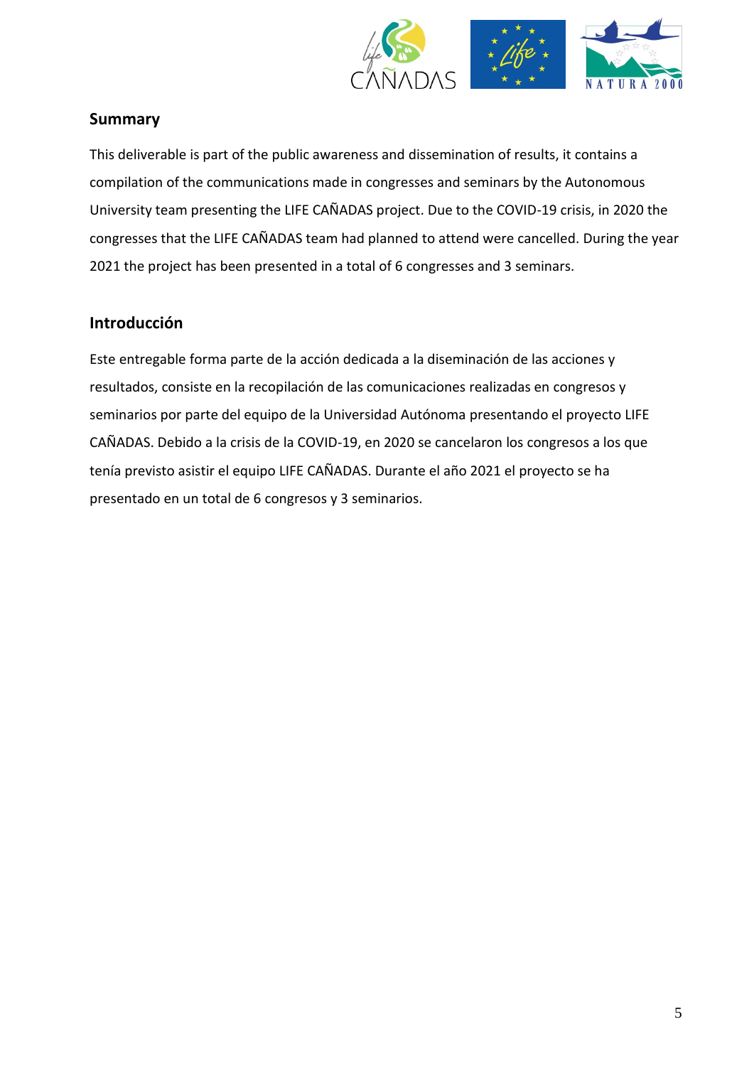## Summary

This deliverable is part of the public awareness and dissemination of results, it contains a compilation of the communications made in congresses and seminars by the Autonomous University team presenting the LIFE CAÑADAS project. Due to the COVID-19 crisis, in 2020 the congresses that the LIFE CAÑADAS team had planned to attend were cancelled. During the year 2021 the project has been presented in a total of 6 congresses and 3 seminars.

## Introducción

Este entregable forma parte de la acción dedicada a la diseminación de las acciones y resultados, consiste en la recopilación de las comunicaciones realizadas en congresos y seminarios por parte del equipo de la Universidad Autónoma presentando el proyecto LIFE CAÑADAS. Debido a la crisis de la COVID-19, en 2020 se cancelaron los congresos a los que tenía previsto asistir el equipo LIFE CAÑADAS. Durante el año 2021 el proyecto se ha presentado en un total de 6 congresos y 3 seminarios.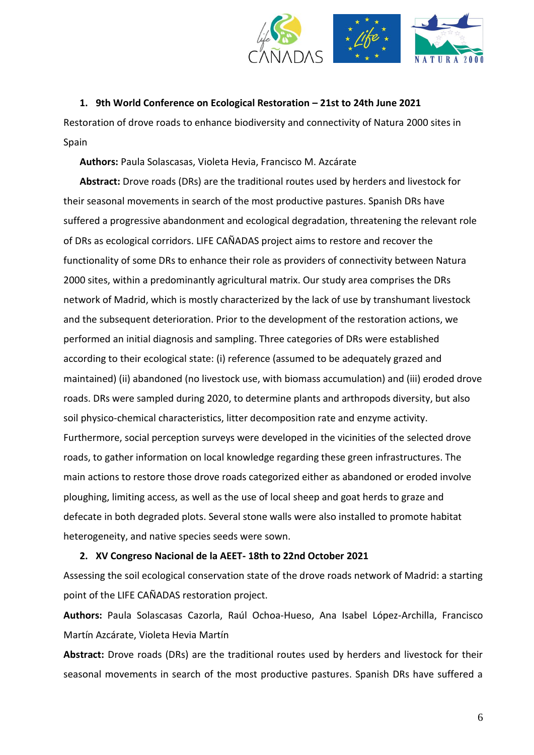1. **9th World Conference on Ecological Restoration – 21st to 24th June 2021**

Restoration of drove roads to enhance biodiversity and connectivity of Natura 2000 sites in Spain

**Authors:** Paula Solascasas, Violeta Hevia, Francisco M. Azcárate

**Abstract:** Drove roads (DRs) are the traditional routes used by herders and livestock for their seasonal movements in search of the most productive pastures. Spanish DRs have suffered a progressive abandonment and ecological degradation, threatening the relevant role of DRs as ecological corridors. LIFE CAÑADAS project aims to restore and recover the functionality of some DRs to enhance their role as providers of connectivity between Natura 2000 sites, within a predominantly agricultural matrix. Our study area comprises the DRs network of Madrid, which is mostly characterized by the lack of use by transhumant livestock and the subsequent deterioration. Prior to the development of the restoration actions, we performed an initial diagnosis and sampling. Three categories of DRs were established according to their ecological state: (i) reference (assumed to be adequately grazed and maintained) (ii) abandoned (no livestock use, with biomass accumulation) and (iii) eroded drove roads. DRs were sampled during 2020, to determine plants and arthropods diversity, but also soil physico-chemical characteristics, litter decomposition rate and enzyme activity. Furthermore, social perception surveys were developed in the vicinities of the selected drove roads, to gather information on local knowledge regarding these green infrastructures. The main actions to restore those drove roads categorized either as abandoned or eroded involve ploughing, limiting access, as well as the use of local sheep and goat herds to graze and defecate in both degraded plots. Several stone walls were also installed to promote habitat heterogeneity, and native species seeds were sown.

2. **XV Congreso Nacional de la AEET- 18th to 22nd October 2021**

Assessing the soil ecological conservation state of the drove roads network of Madrid: a starting point of the LIFE CAÑADAS restoration project.

**Authors:** Paula Solascasas Cazorla, Raúl Ochoa-Hueso, Ana Isabel López-Archilla, Francisco Martín Azcárate, Violeta Hevia Martín

**Abstract:** Drove roads (DRs) are the traditional routes used by herders and livestock for their seasonal movements in search of the most productive pastures. Spanish DRs have suffered a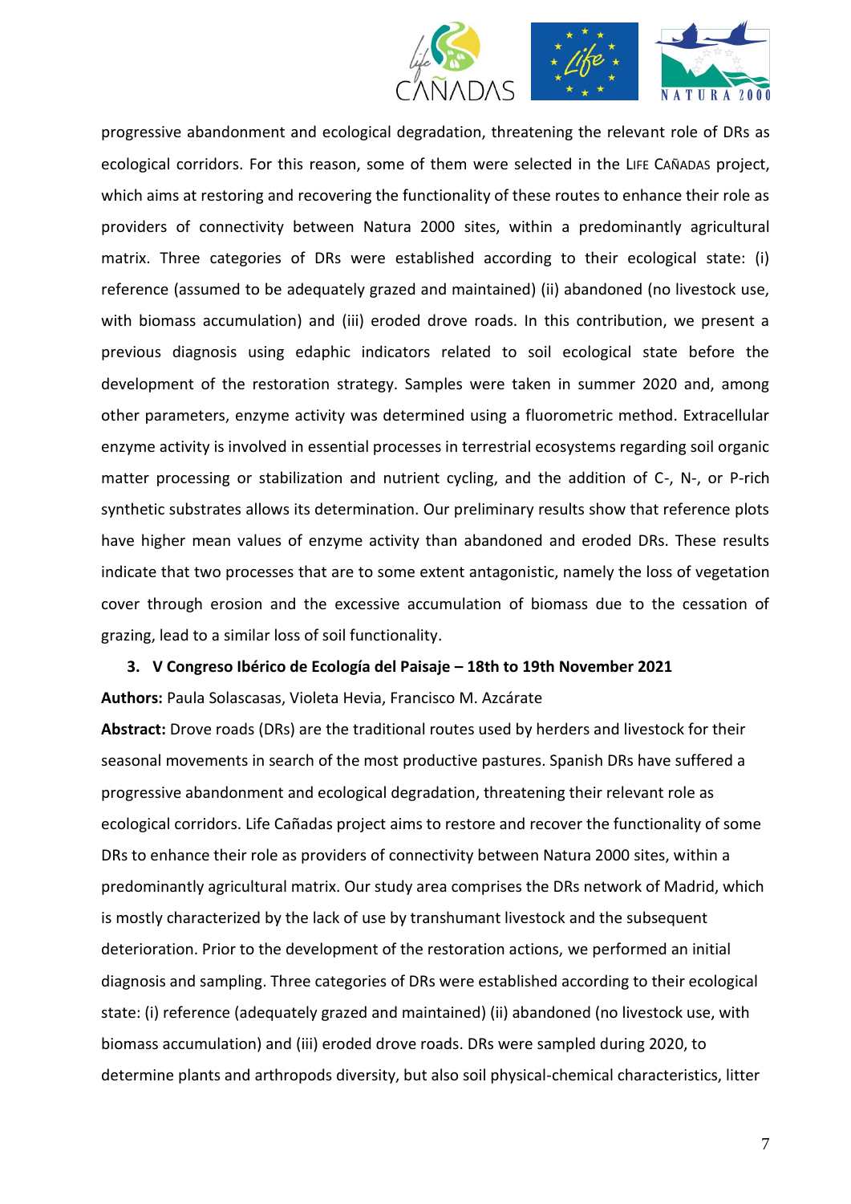progressive abandonment and ecological degradation, threatening the relevant role of DRs as ecological corridors. For this reason, some of them were selected in the LIFE CAÑADAS project, which aims at restoring and recovering the functionality of these routes to enhance their role as providers of connectivity between Natura 2000 sites, within a predominantly agricultural matrix. Three categories of DRs were established according to their ecological state: (i) reference (assumed to be adequately grazed and maintained) (ii) abandoned (no livestock use, with biomass accumulation) and (iii) eroded drove roads. In this contribution, we present a previous diagnosis using edaphic indicators related to soil ecological state before the development of the restoration strategy. Samples were taken in summer 2020 and, among other parameters, enzyme activity was determined using a fluorometric method. Extracellular enzyme activity is involved in essential processes in terrestrial ecosystems regarding soil organic matter processing or stabilization and nutrient cycling, and the addition of C-, N-, or P-rich synthetic substrates allows its determination. Our preliminary results show that reference plots have higher mean values of enzyme activity than abandoned and eroded DRs. These results indicate that two processes that are to some extent antagonistic, namely the loss of vegetation cover through erosion and the excessive accumulation of biomass due to the cessation of grazing, lead to a similar loss of soil functionality.

3. **V Congreso Ibérico de Ecología del Paisaje – 18th to 19th November 2021**

**Authors:** Paula Solascasas, Violeta Hevia, Francisco M. Azcárate

**Abstract:** Drove roads (DRs) are the traditional routes used by herders and livestock for their seasonal movements in search of the most productive pastures. Spanish DRs have suffered a progressive abandonment and ecological degradation, threatening their relevant role as ecological corridors. Life Cañadas project aims to restore and recover the functionality of some DRs to enhance their role as providers of connectivity between Natura 2000 sites, within a predominantly agricultural matrix. Our study area comprises the DRs network of Madrid, which is mostly characterized by the lack of use by transhumant livestock and the subsequent deterioration. Prior to the development of the restoration actions, we performed an initial diagnosis and sampling. Three categories of DRs were established according to their ecological state: (i) reference (adequately grazed and maintained) (ii) abandoned (no livestock use, with biomass accumulation) and (iii) eroded drove roads. DRs were sampled during 2020, to determine plants and arthropods diversity, but also soil physical-chemical characteristics, litter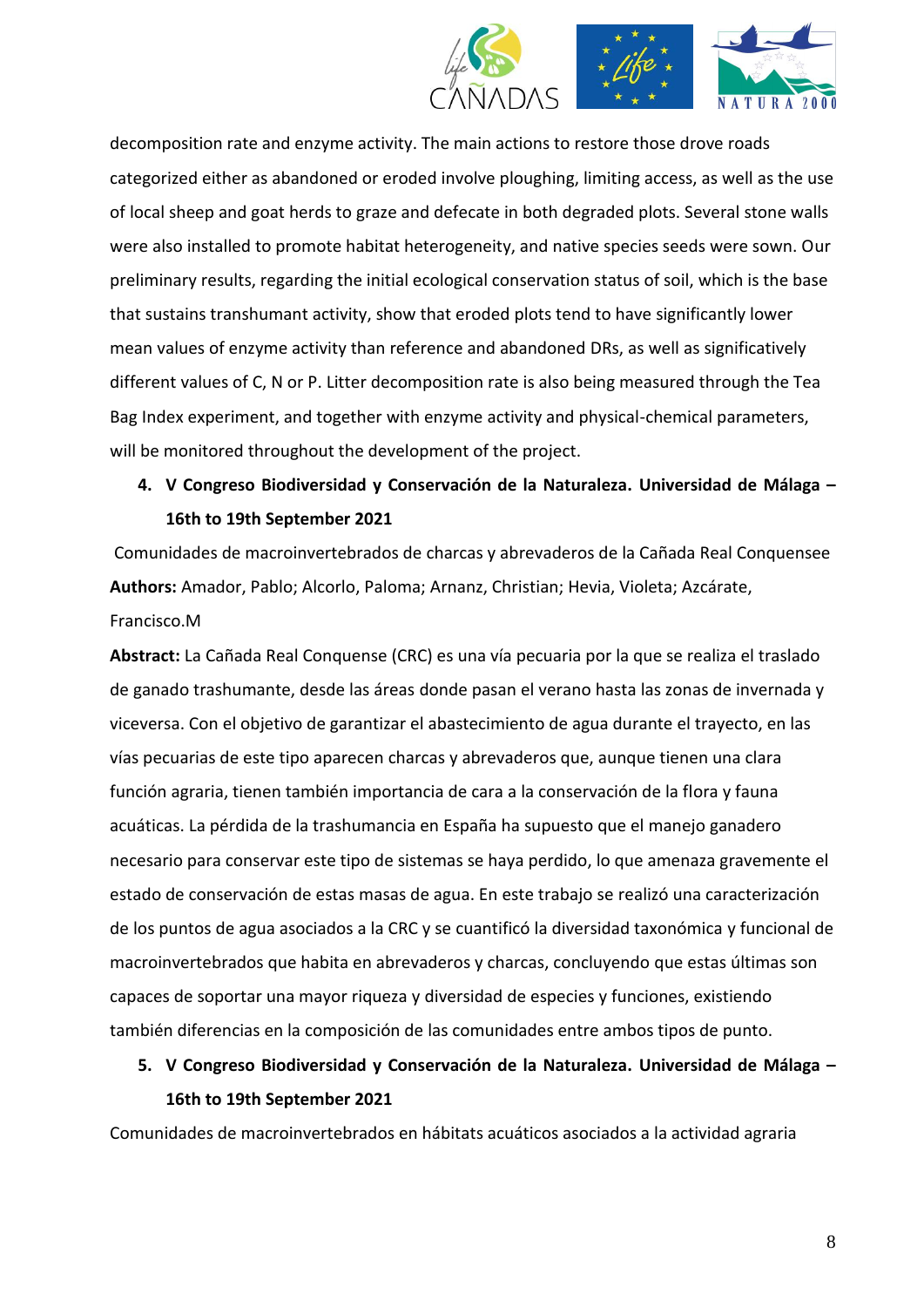decomposition rate and enzyme activity. The main actions to restore those drove roads categorized either as abandoned or eroded involve ploughing, limiting access, as well as the use of local sheep and goat herds to graze and defecate in both degraded plots. Several stone walls were also installed to promote habitat heterogeneity, and native species seeds were sown. Our preliminary results, regarding the initial ecological conservation status of soil, which is the base that sustains transhumant activity, show that eroded plots tend to have significantly lower mean values of enzyme activity than reference and abandoned DRs, as well as significatively different values of C, N or P. Litter decomposition rate is also being measured through the Tea Bag Index experiment, and together with enzyme activity and physical-chemical parameters, will be monitored throughout the development of the project.

4. **V Congreso Biodiversidad y Conservación de la Naturaleza. Universidad de Málaga – 16th to 19th September 2021**

Comunidades de macroinvertebrados de charcas y abrevaderos de la Cañada Real Conquensee

**Authors:** Amador, Pablo; Alcorlo, Paloma; Arnanz, Christian; Hevia, Violeta; Azcárate, Francisco.M

**Abstract:** La Cañada Real Conquense (CRC) es una vía pecuaria por la que se realiza el traslado de ganado trashumante, desde las áreas donde pasan el verano hasta las zonas de invernada y viceversa. Con el objetivo de garantizar el abastecimiento de agua durante el trayecto, en las vías pecuarias de este tipo aparecen charcas y abrevaderos que, aunque tienen una clara función agraria, tienen también importancia de cara a la conservación de la flora y fauna acuáticas. La pérdida de la trashumancia en España ha supuesto que el manejo ganadero necesario para conservar este tipo de sistemas se haya perdido, lo que amenaza gravemente el estado de conservación de estas masas de agua. En este trabajo se realizó una caracterización de los puntos de agua asociados a la CRC y se cuantificó la diversidad taxonómica y funcional de macroinvertebrados que habita en abrevaderos y charcas, concluyendo que estas últimas son capaces de soportar una mayor riqueza y diversidad de especies y funciones, existiendo también diferencias en la composición de las comunidades entre ambos tipos de punto.

5. **V Congreso Biodiversidad y Conservación de la Naturaleza. Universidad de Málaga – 16th to 19th September 2021**

Comunidades de macroinvertebrados en hábitats acuáticos asociados a la actividad agraria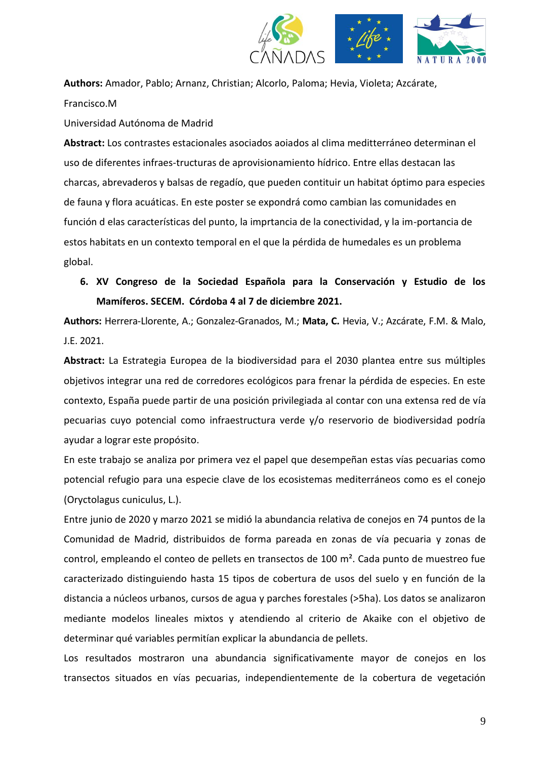**Authors:** Amador, Pablo; Arnanz, Christian; Alcorlo, Paloma; Hevia, Violeta; Azcárate, Francisco.M

Universidad Autónoma de Madrid

**Abstract:** Los contrastes estacionales asociados aoiados al clima meditterráneo determinan el uso de diferentes infraes-tructuras de aprovisionamiento hídrico. Entre ellas destacan las charcas, abrevaderos y balsas de regadío, que pueden contituir un habitat óptimo para especies de fauna y flora acuáticas. En este poster se expondrá como cambian las comunidades en función d elas características del punto, la imprtancia de la conectividad, y la im-portancia de estos habitats en un contexto temporal en el que la pérdida de humedales es un problema global.

6. **XV Congreso de la Sociedad Española para la Conservación y Estudio de los Mamíferos. SECEM. Córdoba 4 al 7 de diciembre 2021.**

**Authors:** Herrera-Llorente, A.; Gonzalez-Granados, M.; **Mata, C.** Hevia, V.; Azcárate, F.M. & Malo, J.E. 2021.

**Abstract:** La Estrategia Europea de la biodiversidad para el 2030 plantea entre sus múltiples objetivos integrar una red de corredores ecológicos para frenar la pérdida de especies. En este contexto, España puede partir de una posición privilegiada al contar con una extensa red de vía pecuarias cuyo potencial como infraestructura verde y/o reservorio de biodiversidad podría ayudar a lograr este propósito.

En este trabajo se analiza por primera vez el papel que desempeñan estas vías pecuarias como potencial refugio para una especie clave de los ecosistemas mediterráneos como es el conejo (Oryctolagus cuniculus, L.).

Entre junio de 2020 y marzo 2021 se midió la abundancia relativa de conejos en 74 puntos de la Comunidad de Madrid, distribuidos de forma pareada en zonas de vía pecuaria y zonas de control, empleando el conteo de pellets en transectos de 100 m². Cada punto de muestreo fue caracterizado distinguiendo hasta 15 tipos de cobertura de usos del suelo y en función de la distancia a núcleos urbanos, cursos de agua y parches forestales (>5ha). Los datos se analizaron mediante modelos lineales mixtos y atendiendo al criterio de Akaike con el objetivo de determinar qué variables permitían explicar la abundancia de pellets.

Los resultados mostraron una abundancia significativamente mayor de conejos en los transectos situados en vías pecuarias, independientemente de la cobertura de vegetación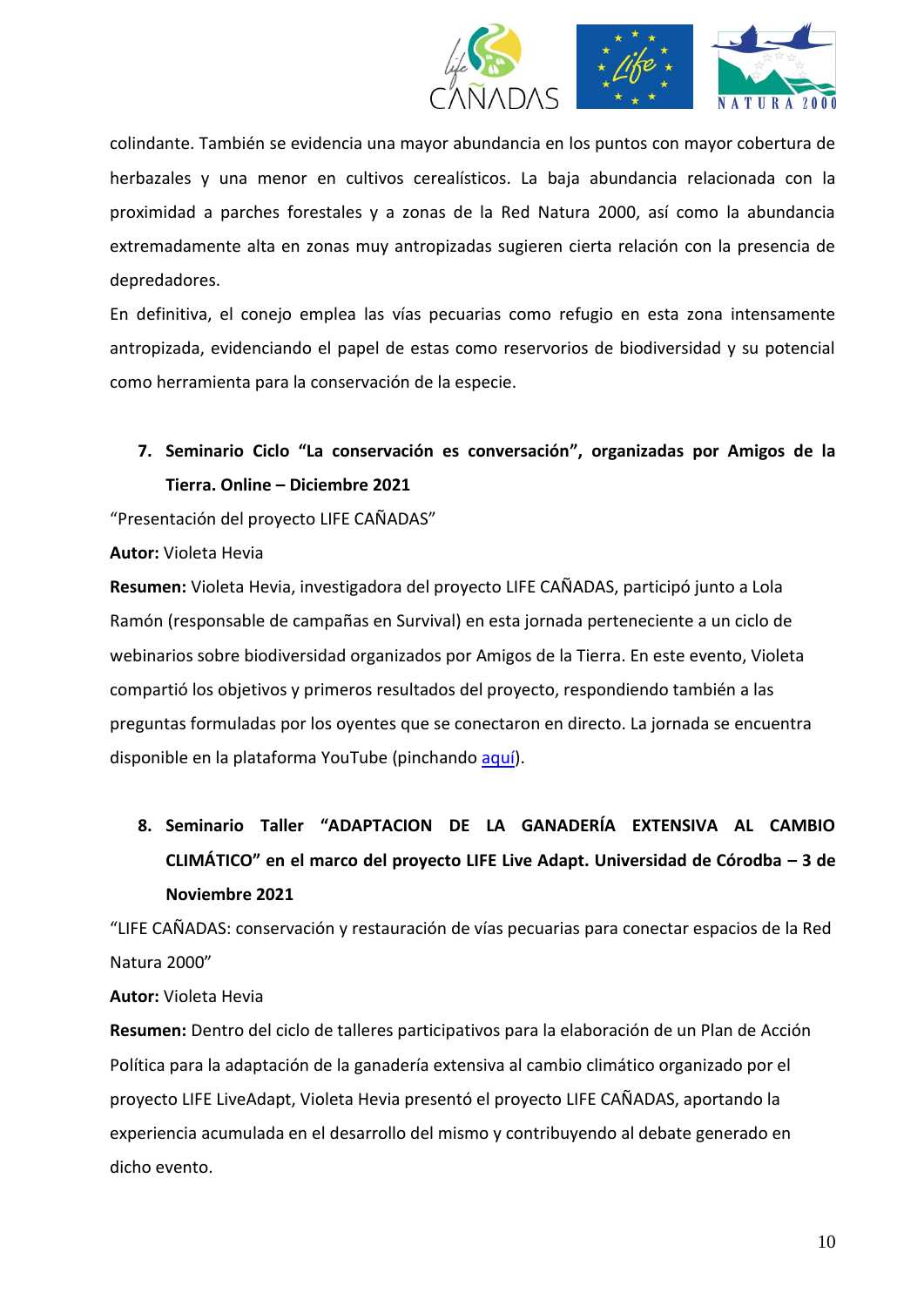colindante. También se evidencia una mayor abundancia en los puntos con mayor cobertura de herbazales y una menor en cultivos cerealísticos. La baja abundancia relacionada con la proximidad a parches forestales y a zonas de la Red Natura 2000, así como la abundancia extremadamente alta en zonas muy antropizadas sugieren cierta relación con la presencia de depredadores.

En definitiva, el conejo emplea las vías pecuarias como refugio en esta zona intensamente antropizada, evidenciando el papel de estas como reservorios de biodiversidad y su potencial como herramienta para la conservación de la especie.

7. **Seminario Ciclo "La conservación es conversación", organizadas por Amigos de la Tierra. Online – Diciembre 2021**

"Presentación del proyecto LIFE CAÑADAS"

**Autor:** Violeta Hevia

**Resumen:** Violeta Hevia, investigadora del proyecto LIFE CAÑADAS, participó junto a Lola Ramón (responsable de campañas en Survival) en esta jornada perteneciente a un ciclo de webinarios sobre biodiversidad organizados por Amigos de la Tierra. En este evento, Violeta compartió los objetivos y primeros resultados del proyecto, respondiendo también a las preguntas formuladas por los oyentes que se conectaron en directo. La jornada se encuentra disponible en la plataforma YouTube (pinchando aquí).

8. **Seminario Taller "ADAPTACION DE LA GANADERÍA EXTENSIVA AL CAMBIO CLIMÁTICO" en el marco del proyecto LIFE Live Adapt. Universidad de Córodba – 3 de Noviembre 2021**

"LIFE CAÑADAS: conservación y restauración de vías pecuarias para conectar espacios de la Red Natura 2000"

**Autor:** Violeta Hevia

**Resumen:** Dentro del ciclo de talleres participativos para la elaboración de un Plan de Acción Política para la adaptación de la ganadería extensiva al cambio climático organizado por el proyecto LIFE LiveAdapt, Violeta Hevia presentó el proyecto LIFE CAÑADAS, aportando la experiencia acumulada en el desarrollo del mismo y contribuyendo al debate generado en dicho evento.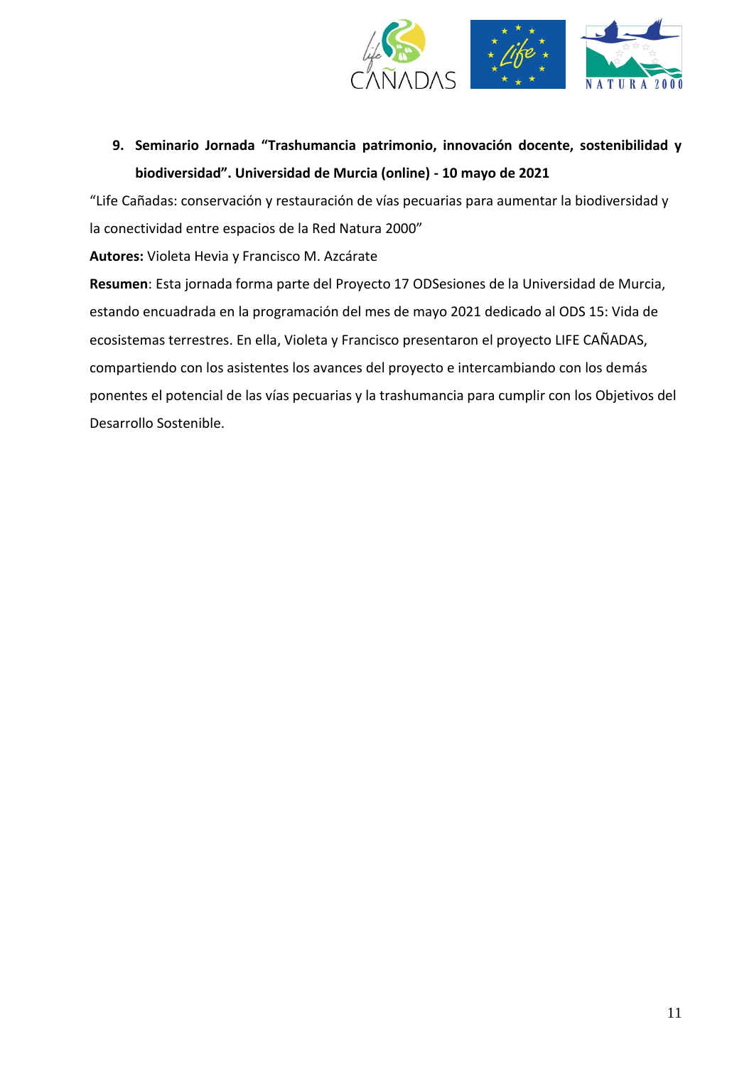9. **Seminario Jornada “Trashumancia patrimonio, innovación docente, sostenibilidad y biodiversidad”. Universidad de Murcia (online) - 10 mayo de 2021**

“Life Cañadas: conservación y restauración de vías pecuarias para aumentar la biodiversidad y la conectividad entre espacios de la Red Natura 2000”

**Autores:** Violeta Hevia y Francisco M. Azcárate

**Resumen**: Esta jornada forma parte del Proyecto 17 ODSesiones de la Universidad de Murcia, estando encuadrada en la programación del mes de mayo 2021 dedicado al ODS 15: Vida de ecosistemas terrestres. En ella, Violeta y Francisco presentaron el proyecto LIFE CAÑADAS, compartiendo con los asistentes los avances del proyecto e intercambiando con los demás ponentes el potencial de las vías pecuarias y la trashumancia para cumplir con los Objetivos del Desarrollo Sostenible.